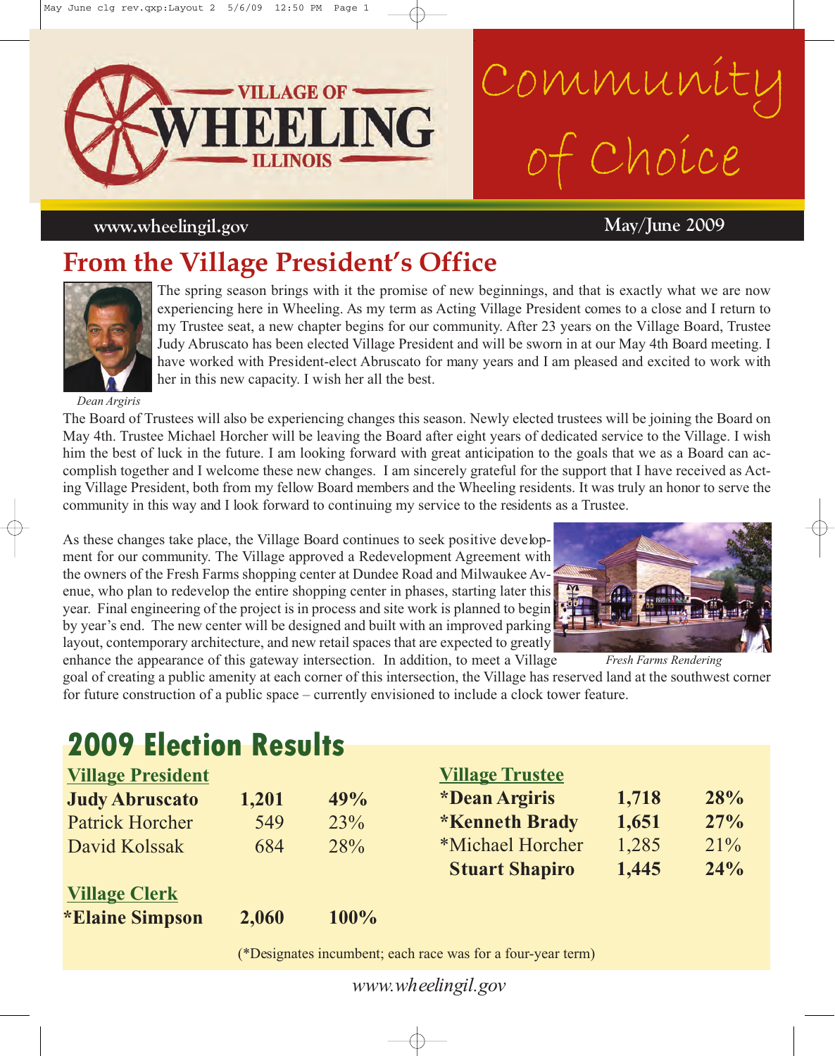# VILLAGE OF WHEELING ILLINOIS

# Community of Choice

www.wheelingil.gov

May/June 2009

## From the Village President's Office

The spring season brings with it the promise of new beginnings, and that is exactly what we are now experiencing here in Wheeling. As my term as Acting Village President comes to a close and I return to my Trustee seat, a new chapter begins for our community. After 23 years on the Village Board, Trustee Judy Abruscato has been elected Village President and will be sworn in at our May 4th Board meeting. I have worked with President-elect Abruscato for many years and I am pleased and excited to work with her in this new capacity. I wish her all the best.

*Dean Argiris*

The Board of Trustees will also be experiencing changes this season. Newly elected trustees will be joining the Board on May 4th. Trustee Michael Horcher will be leaving the Board after eight years of dedicated service to the Village. I wish him the best of luck in the future. I am looking forward with great anticipation to the goals that we as a Board can accomplish together and I welcome these new changes. I am sincerely grateful for the support that I have received as Acting Village President, both from my fellow Board members and the Wheeling residents. It was truly an honor to serve the community in this way and I look forward to continuing my service to the residents as a Trustee.

As these changes take place, the Village Board continues to seek positive development for our community. The Village approved a Redevelopment Agreement with the owners of the Fresh Farms shopping center at Dundee Road and Milwaukee Avenue, who plan to redevelop the entire shopping center in phases, starting later this year. Final engineering of the project is in process and site work is planned to begin by year's end. The new center will be designed and built with an improved parking layout, contemporary architecture, and new retail spaces that are expected to greatly enhance the appearance of this gateway intersection. In addition, to meet a Village goal of creating a public amenity at each corner of this intersection, the Village has reserved land at the southwest corner for future construction of a public space – currently envisioned to include a clock tower feature.

*Fresh Farms Rendering*

## 2009 Election Results

**Village President**

| Candidate | Votes | % |
|---|---|---|
| **Judy Abruscato** | **1,201** | **49%** |
| Patrick Horcher | 549 | 23% |
| David Kolssak | 684 | 28% |

**Village Clerk**

| Candidate | Votes | % |
|---|---|---|
| **\*Elaine Simpson** | **2,060** | **100%** |

**Village Trustee**

| Candidate | Votes | % |
|---|---|---|
| **\*Dean Argiris** | **1,718** | **28%** |
| **\*Kenneth Brady** | **1,651** | **27%** |
| \*Michael Horcher | 1,285 | 21% |
| **Stuart Shapiro** | **1,445** | **24%** |

(*Designates incumbent; each race was for a four-year term)

*www.wheelingil.gov*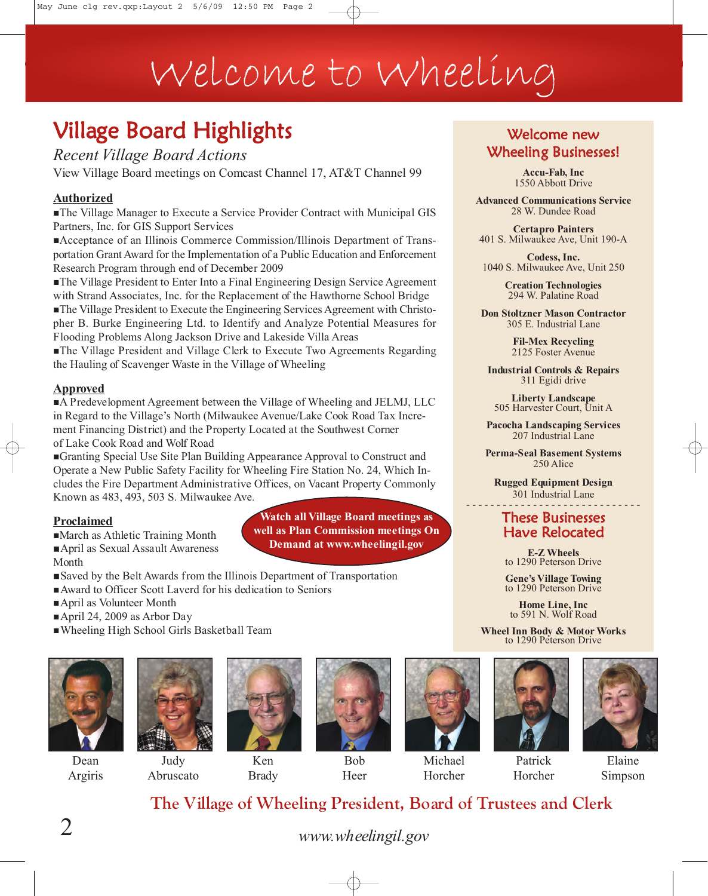# Welcome to Wheeling

## Village Board Highlights

*Recent Village Board Actions*

View Village Board meetings on Comcast Channel 17, AT&T Channel 99

### Authorized

- The Village Manager to Execute a Service Provider Contract with Municipal GIS Partners, Inc. for GIS Support Services
- Acceptance of an Illinois Commerce Commission/Illinois Department of Transportation Grant Award for the Implementation of a Public Education and Enforcement Research Program through end of December 2009
- The Village President to Enter Into a Final Engineering Design Service Agreement with Strand Associates, Inc. for the Replacement of the Hawthorne School Bridge
- The Village President to Execute the Engineering Services Agreement with Christopher B. Burke Engineering Ltd. to Identify and Analyze Potential Measures for Flooding Problems Along Jackson Drive and Lakeside Villa Areas
- The Village President and Village Clerk to Execute Two Agreements Regarding the Hauling of Scavenger Waste in the Village of Wheeling

### Approved

- A Predevelopment Agreement between the Village of Wheeling and JELMJ, LLC in Regard to the Village's North (Milwaukee Avenue/Lake Cook Road Tax Increment Financing District) and the Property Located at the Southwest Corner of Lake Cook Road and Wolf Road
- Granting Special Use Site Plan Building Appearance Approval to Construct and Operate a New Public Safety Facility for Wheeling Fire Station No. 24, Which Includes the Fire Department Administrative Offices, on Vacant Property Commonly Known as 483, 493, 503 S. Milwaukee Ave.

### Proclaimed

- March as Athletic Training Month
- April as Sexual Assault Awareness Month
- Saved by the Belt Awards from the Illinois Department of Transportation
- Award to Officer Scott Laverd for his dedication to Seniors
- April as Volunteer Month
- April 24, 2009 as Arbor Day
- Wheeling High School Girls Basketball Team

**Watch all Village Board meetings as well as Plan Commission meetings On Demand at www.wheelingil.gov**

## Welcome new Wheeling Businesses!

**Accu-Fab, Inc**
1550 Abbott Drive

**Advanced Communications Service**
28 W. Dundee Road

**Certapro Painters**
401 S. Milwaukee Ave, Unit 190-A

**Codess, Inc.**
1040 S. Milwaukee Ave, Unit 250

**Creation Technologies**
294 W. Palatine Road

**Don Stoltzner Mason Contractor**
305 E. Industrial Lane

**Fil-Mex Recycling**
2125 Foster Avenue

**Industrial Controls & Repairs**
311 Egidi drive

**Liberty Landscape**
505 Harvester Court, Unit A

**Pacocha Landscaping Services**
207 Industrial Lane

**Perma-Seal Basement Systems**
250 Alice

**Rugged Equipment Design**
301 Industrial Lane

## These Businesses Have Relocated

**E-Z Wheels**
to 1290 Peterson Drive

**Gene's Village Towing**
to 1290 Peterson Drive

**Home Line, Inc**
to 591 N. Wolf Road

**Wheel Inn Body & Motor Works**
to 1290 Peterson Drive

Dean Argiris | Judy Abruscato | Ken Brady | Bob Heer | Michael Horcher | Patrick Horcher | Elaine Simpson

## The Village of Wheeling President, Board of Trustees and Clerk

*www.wheelingil.gov*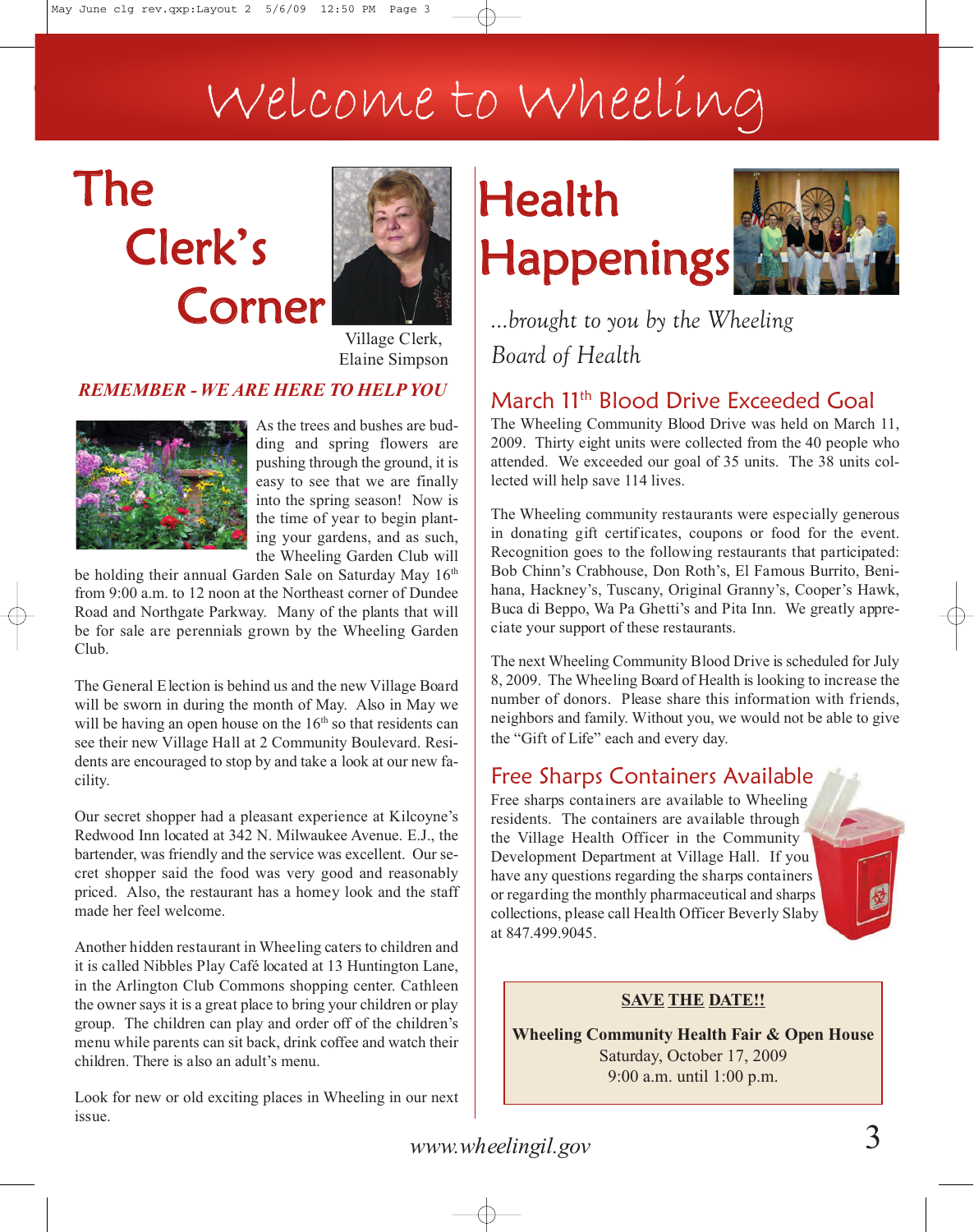# Welcome to Wheeling

## The Clerk's Corner

Village Clerk, Elaine Simpson

***REMEMBER - WE ARE HERE TO HELP YOU***

As the trees and bushes are budding and spring flowers are pushing through the ground, it is easy to see that we are finally into the spring season! Now is the time of year to begin planting your gardens, and as such, the Wheeling Garden Club will be holding their annual Garden Sale on Saturday May 16th from 9:00 a.m. to 12 noon at the Northeast corner of Dundee Road and Northgate Parkway. Many of the plants that will be for sale are perennials grown by the Wheeling Garden Club.

The General Election is behind us and the new Village Board will be sworn in during the month of May. Also in May we will be having an open house on the 16th so that residents can see their new Village Hall at 2 Community Boulevard. Residents are encouraged to stop by and take a look at our new facility.

Our secret shopper had a pleasant experience at Kilcoyne's Redwood Inn located at 342 N. Milwaukee Avenue. E.J., the bartender, was friendly and the service was excellent. Our secret shopper said the food was very good and reasonably priced. Also, the restaurant has a homey look and the staff made her feel welcome.

Another hidden restaurant in Wheeling caters to children and it is called Nibbles Play Café located at 13 Huntington Lane, in the Arlington Club Commons shopping center. Cathleen the owner says it is a great place to bring your children or play group. The children can play and order off of the children's menu while parents can sit back, drink coffee and watch their children. There is also an adult's menu.

Look for new or old exciting places in Wheeling in our next issue.

## Health Happenings

*...brought to you by the Wheeling Board of Health*

### March 11th Blood Drive Exceeded Goal

The Wheeling Community Blood Drive was held on March 11, 2009. Thirty eight units were collected from the 40 people who attended. We exceeded our goal of 35 units. The 38 units collected will help save 114 lives.

The Wheeling community restaurants were especially generous in donating gift certificates, coupons or food for the event. Recognition goes to the following restaurants that participated: Bob Chinn's Crabhouse, Don Roth's, El Famous Burrito, Benihana, Hackney's, Tuscany, Original Granny's, Cooper's Hawk, Buca di Beppo, Wa Pa Ghetti's and Pita Inn. We greatly appreciate your support of these restaurants.

The next Wheeling Community Blood Drive is scheduled for July 8, 2009. The Wheeling Board of Health is looking to increase the number of donors. Please share this information with friends, neighbors and family. Without you, we would not be able to give the "Gift of Life" each and every day.

### Free Sharps Containers Available

Free sharps containers are available to Wheeling residents. The containers are available through the Village Health Officer in the Community Development Department at Village Hall. If you have any questions regarding the sharps containers or regarding the monthly pharmaceutical and sharps collections, please call Health Officer Beverly Slaby at 847.499.9045.

**SAVE THE DATE!!**

**Wheeling Community Health Fair & Open House**
Saturday, October 17, 2009
9:00 a.m. until 1:00 p.m.

*www.wheelingil.gov*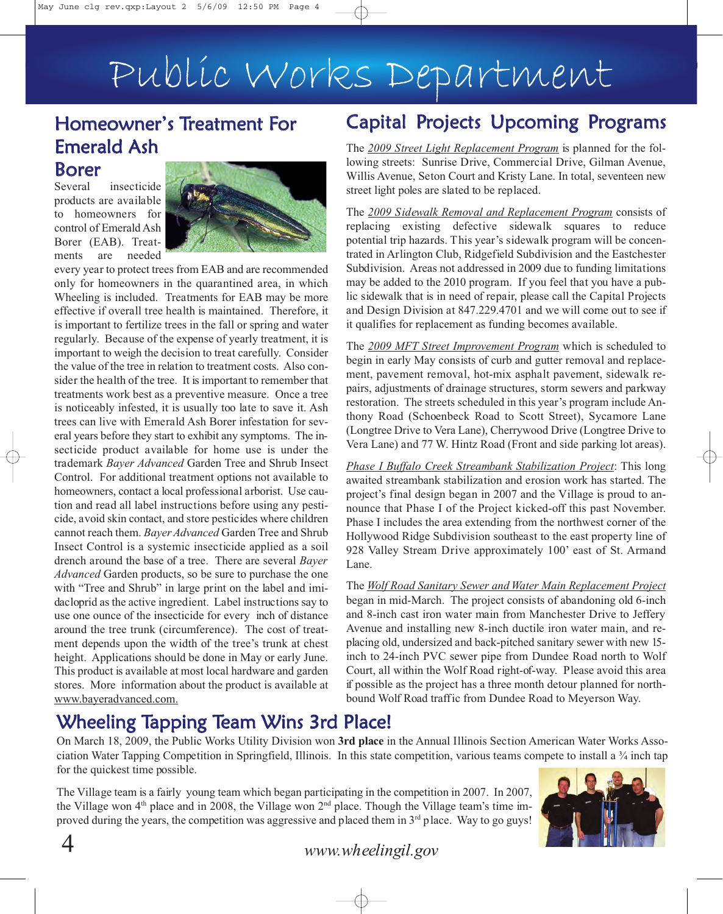# Public Works Department

## Homeowner's Treatment For Emerald Ash Borer

Several insecticide products are available to homeowners for control of Emerald Ash Borer (EAB). Treatments are needed every year to protect trees from EAB and are recommended only for homeowners in the quarantined area, in which Wheeling is included. Treatments for EAB may be more effective if overall tree health is maintained. Therefore, it is important to fertilize trees in the fall or spring and water regularly. Because of the expense of yearly treatment, it is important to weigh the decision to treat carefully. Consider the value of the tree in relation to treatment costs. Also consider the health of the tree. It is important to remember that treatments work best as a preventive measure. Once a tree is noticeably infested, it is usually too late to save it. Ash trees can live with Emerald Ash Borer infestation for several years before they start to exhibit any symptoms. The insecticide product available for home use is under the trademark *Bayer Advanced* Garden Tree and Shrub Insect Control. For additional treatment options not available to homeowners, contact a local professional arborist. Use caution and read all label instructions before using any pesticide, avoid skin contact, and store pesticides where children cannot reach them. *Bayer Advanced* Garden Tree and Shrub Insect Control is a systemic insecticide applied as a soil drench around the base of a tree. There are several *Bayer Advanced* Garden products, so be sure to purchase the one with "Tree and Shrub" in large print on the label and imidacloprid as the active ingredient. Label instructions say to use one ounce of the insecticide for every inch of distance around the tree trunk (circumference). The cost of treatment depends upon the width of the tree's trunk at chest height. Applications should be done in May or early June. This product is available at most local hardware and garden stores. More information about the product is available at www.bayeradvanced.com.

## Capital Projects Upcoming Programs

The 2009 Street Light Replacement Program is planned for the following streets: Sunrise Drive, Commercial Drive, Gilman Avenue, Willis Avenue, Seton Court and Kristy Lane. In total, seventeen new street light poles are slated to be replaced.

The 2009 Sidewalk Removal and Replacement Program consists of replacing existing defective sidewalk squares to reduce potential trip hazards. This year's sidewalk program will be concentrated in Arlington Club, Ridgefield Subdivision and the Eastchester Subdivision. Areas not addressed in 2009 due to funding limitations may be added to the 2010 program. If you feel that you have a public sidewalk that is in need of repair, please call the Capital Projects and Design Division at 847.229.4701 and we will come out to see if it qualifies for replacement as funding becomes available.

The 2009 MFT Street Improvement Program which is scheduled to begin in early May consists of curb and gutter removal and replacement, pavement removal, hot-mix asphalt pavement, sidewalk repairs, adjustments of drainage structures, storm sewers and parkway restoration. The streets scheduled in this year's program include Anthony Road (Schoenbeck Road to Scott Street), Sycamore Lane (Longtree Drive to Vera Lane), Cherrywood Drive (Longtree Drive to Vera Lane) and 77 W. Hintz Road (Front and side parking lot areas).

*Phase I Buffalo Creek Streambank Stabilization Project*: This long awaited streambank stabilization and erosion work has started. The project's final design began in 2007 and the Village is proud to announce that Phase I of the Project kicked-off this past November. Phase I includes the area extending from the northwest corner of the Hollywood Ridge Subdivision southeast to the east property line of 928 Valley Stream Drive approximately 100' east of St. Armand Lane.

The Wolf Road Sanitary Sewer and Water Main Replacement Project began in mid-March. The project consists of abandoning old 6-inch and 8-inch cast iron water main from Manchester Drive to Jeffery Avenue and installing new 8-inch ductile iron water main, and replacing old, undersized and back-pitched sanitary sewer with new 15-inch to 24-inch PVC sewer pipe from Dundee Road north to Wolf Court, all within the Wolf Road right-of-way. Please avoid this area if possible as the project has a three month detour planned for northbound Wolf Road traffic from Dundee Road to Meyerson Way.

## Wheeling Tapping Team Wins 3rd Place!

On March 18, 2009, the Public Works Utility Division won **3rd place** in the Annual Illinois Section American Water Works Association Water Tapping Competition in Springfield, Illinois. In this state competition, various teams compete to install a ¾ inch tap for the quickest time possible.

The Village team is a fairly young team which began participating in the competition in 2007. In 2007, the Village won 4th place and in 2008, the Village won 2nd place. Though the Village team's time improved during the years, the competition was aggressive and placed them in 3rd place. Way to go guys!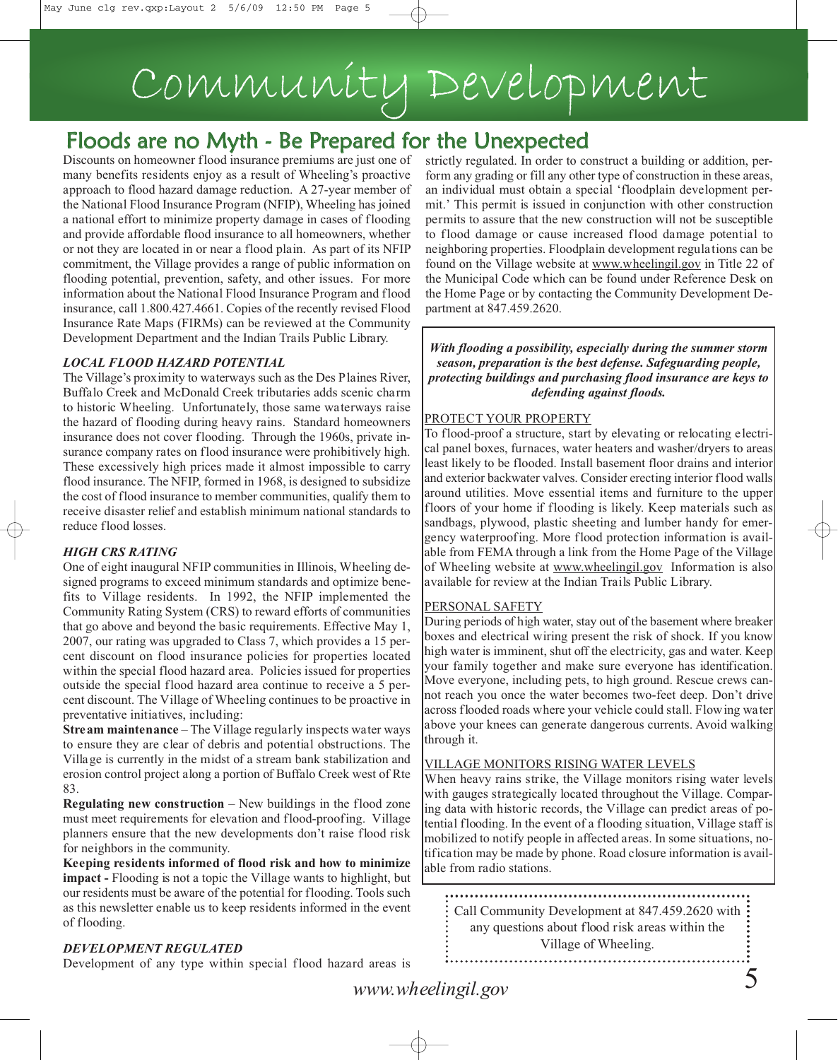# Community Development

## Floods are no Myth - Be Prepared for the Unexpected

Discounts on homeowner flood insurance premiums are just one of many benefits residents enjoy as a result of Wheeling's proactive approach to flood hazard damage reduction. A 27-year member of the National Flood Insurance Program (NFIP), Wheeling has joined a national effort to minimize property damage in cases of flooding and provide affordable flood insurance to all homeowners, whether or not they are located in or near a flood plain. As part of its NFIP commitment, the Village provides a range of public information on flooding potential, prevention, safety, and other issues. For more information about the National Flood Insurance Program and flood insurance, call 1.800.427.4661. Copies of the recently revised Flood Insurance Rate Maps (FIRMs) can be reviewed at the Community Development Department and the Indian Trails Public Library.

### *LOCAL FLOOD HAZARD POTENTIAL*

The Village's proximity to waterways such as the Des Plaines River, Buffalo Creek and McDonald Creek tributaries adds scenic charm to historic Wheeling. Unfortunately, those same waterways raise the hazard of flooding during heavy rains. Standard homeowners insurance does not cover flooding. Through the 1960s, private insurance company rates on flood insurance were prohibitively high. These excessively high prices made it almost impossible to carry flood insurance. The NFIP, formed in 1968, is designed to subsidize the cost of flood insurance to member communities, qualify them to receive disaster relief and establish minimum national standards to reduce flood losses.

### *HIGH CRS RATING*

One of eight inaugural NFIP communities in Illinois, Wheeling designed programs to exceed minimum standards and optimize benefits to Village residents. In 1992, the NFIP implemented the Community Rating System (CRS) to reward efforts of communities that go above and beyond the basic requirements. Effective May 1, 2007, our rating was upgraded to Class 7, which provides a 15 percent discount on flood insurance policies for properties located within the special flood hazard area. Policies issued for properties outside the special flood hazard area continue to receive a 5 percent discount. The Village of Wheeling continues to be proactive in preventative initiatives, including:

**Stream maintenance** – The Village regularly inspects water ways to ensure they are clear of debris and potential obstructions. The Village is currently in the midst of a stream bank stabilization and erosion control project along a portion of Buffalo Creek west of Rte 83.

**Regulating new construction** – New buildings in the flood zone must meet requirements for elevation and flood-proofing. Village planners ensure that the new developments don't raise flood risk for neighbors in the community.

**Keeping residents informed of flood risk and how to minimize impact -** Flooding is not a topic the Village wants to highlight, but our residents must be aware of the potential for flooding. Tools such as this newsletter enable us to keep residents informed in the event of flooding.

### *DEVELOPMENT REGULATED*

Development of any type within special flood hazard areas is strictly regulated. In order to construct a building or addition, perform any grading or fill any other type of construction in these areas, an individual must obtain a special 'floodplain development permit.' This permit is issued in conjunction with other construction permits to assure that the new construction will not be susceptible to flood damage or cause increased flood damage potential to neighboring properties. Floodplain development regulations can be found on the Village website at www.wheelingil.gov in Title 22 of the Municipal Code which can be found under Reference Desk on the Home Page or by contacting the Community Development Department at 847.459.2620.

***With flooding a possibility, especially during the summer storm season, preparation is the best defense. Safeguarding people, protecting buildings and purchasing flood insurance are keys to defending against floods.***

#### PROTECT YOUR PROPERTY

To flood-proof a structure, start by elevating or relocating electrical panel boxes, furnaces, water heaters and washer/dryers to areas least likely to be flooded. Install basement floor drains and interior and exterior backwater valves. Consider erecting interior flood walls around utilities. Move essential items and furniture to the upper floors of your home if flooding is likely. Keep materials such as sandbags, plywood, plastic sheeting and lumber handy for emergency waterproofing. More flood protection information is available from FEMA through a link from the Home Page of the Village of Wheeling website at www.wheelingil.gov Information is also available for review at the Indian Trails Public Library.

#### PERSONAL SAFETY

During periods of high water, stay out of the basement where breaker boxes and electrical wiring present the risk of shock. If you know high water is imminent, shut off the electricity, gas and water. Keep your family together and make sure everyone has identification. Move everyone, including pets, to high ground. Rescue crews cannot reach you once the water becomes two-feet deep. Don't drive across flooded roads where your vehicle could stall. Flowing water above your knees can generate dangerous currents. Avoid walking through it.

#### VILLAGE MONITORS RISING WATER LEVELS

When heavy rains strike, the Village monitors rising water levels with gauges strategically located throughout the Village. Comparing data with historic records, the Village can predict areas of potential flooding. In the event of a flooding situation, Village staff is mobilized to notify people in affected areas. In some situations, notification may be made by phone. Road closure information is available from radio stations.

Call Community Development at 847.459.2620 with any questions about flood risk areas within the Village of Wheeling.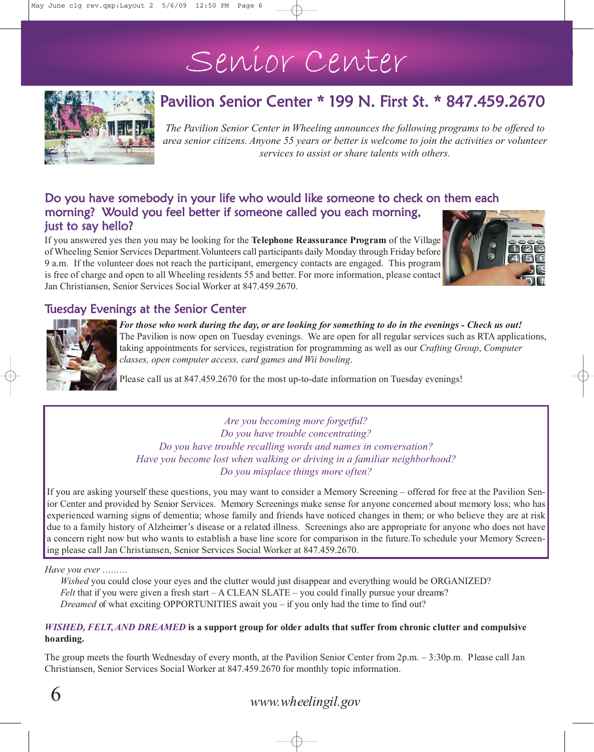# Senior Center

## Pavilion Senior Center * 199 N. First St. * 847.459.2670

*The Pavilion Senior Center in Wheeling announces the following programs to be offered to area senior citizens. Anyone 55 years or better is welcome to join the activities or volunteer services to assist or share talents with others.*

### Do you have somebody in your life who would like someone to check on them each morning? Would you feel better if someone called you each morning, just to say hello?

If you answered yes then you may be looking for the **Telephone Reassurance Program** of the Village of Wheeling Senior Services Department. Volunteers call participants daily Monday through Friday before 9 a.m. If the volunteer does not reach the participant, emergency contacts are engaged. This program is free of charge and open to all Wheeling residents 55 and better. For more information, please contact Jan Christiansen, Senior Services Social Worker at 847.459.2670.

### Tuesday Evenings at the Senior Center

***For those who work during the day, or are looking for something to do in the evenings - Check us out!***
The Pavilion is now open on Tuesday evenings. We are open for all regular services such as RTA applications, taking appointments for services, registration for programming as well as our *Crafting Group*, *Computer classes, open computer access, card games and Wii bowling*.

Please call us at 847.459.2670 for the most up-to-date information on Tuesday evenings!

*Are you becoming more forgetful?*
*Do you have trouble concentrating?*
*Do you have trouble recalling words and names in conversation?*
*Have you become lost when walking or driving in a familiar neighborhood?*
*Do you misplace things more often?*

If you are asking yourself these questions, you may want to consider a Memory Screening – offered for free at the Pavilion Senior Center and provided by Senior Services. Memory Screenings make sense for anyone concerned about memory loss; who has experienced warning signs of dementia; whose family and friends have noticed changes in them; or who believe they are at risk due to a family history of Alzheimer's disease or a related illness. Screenings also are appropriate for anyone who does not have a concern right now but who wants to establish a base line score for comparison in the future. To schedule your Memory Screening please call Jan Christiansen, Senior Services Social Worker at 847.459.2670.

*Have you ever .........*

*Wished* you could close your eyes and the clutter would just disappear and everything would be ORGANIZED?
*Felt* that if you were given a fresh start – A CLEAN SLATE – you could finally pursue your dreams?
*Dreamed* of what exciting OPPORTUNITIES await you – if you only had the time to find out?

***WISHED, FELT, AND DREAMED*** **is a support group for older adults that suffer from chronic clutter and compulsive hoarding.**

The group meets the fourth Wednesday of every month, at the Pavilion Senior Center from 2p.m. – 3:30p.m. Please call Jan Christiansen, Senior Services Social Worker at 847.459.2670 for monthly topic information.

*www.wheelingil.gov*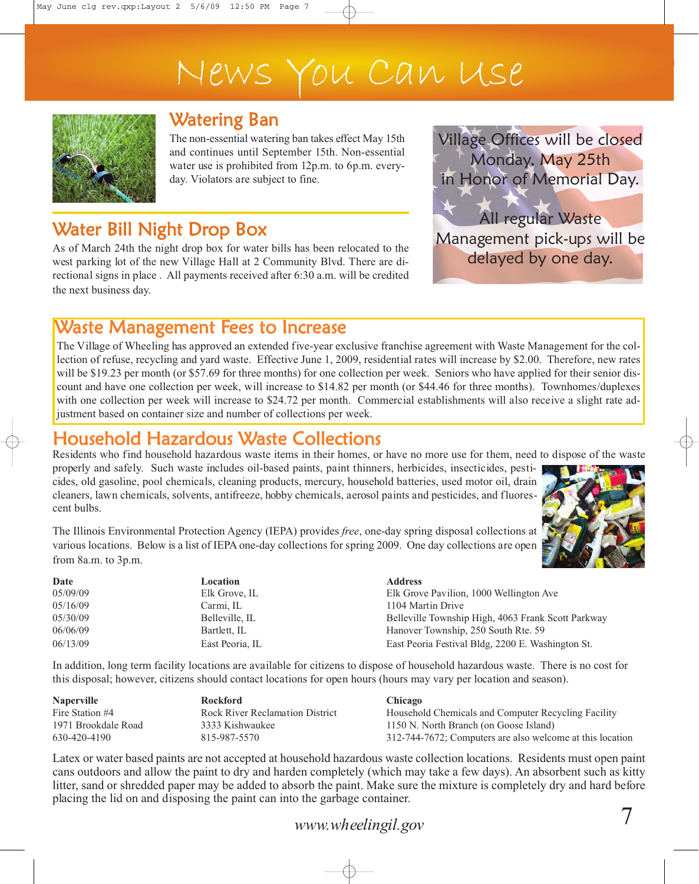# News You Can Use

## Watering Ban

The non-essential watering ban takes effect May 15th and continues until September 15th. Non-essential water use is prohibited from 12p.m. to 6p.m. everyday. Violators are subject to fine.

## Water Bill Night Drop Box

As of March 24th the night drop box for water bills has been relocated to the west parking lot of the new Village Hall at 2 Community Blvd. There are directional signs in place . All payments received after 6:30 a.m. will be credited the next business day.

Village Offices will be closed Monday, May 25th in Honor of Memorial Day.

All regular Waste Management pick-ups will be delayed by one day.

## Waste Management Fees to Increase

The Village of Wheeling has approved an extended five-year exclusive franchise agreement with Waste Management for the collection of refuse, recycling and yard waste. Effective June 1, 2009, residential rates will increase by $2.00. Therefore, new rates will be $19.23 per month (or $57.69 for three months) for one collection per week. Seniors who have applied for their senior discount and have one collection per week, will increase to $14.82 per month (or $44.46 for three months). Townhomes/duplexes with one collection per week will increase to $24.72 per month. Commercial establishments will also receive a slight rate adjustment based on container size and number of collections per week.

## Household Hazardous Waste Collections

Residents who find household hazardous waste items in their homes, or have no more use for them, need to dispose of the waste properly and safely. Such waste includes oil-based paints, paint thinners, herbicides, insecticides, pesticides, old gasoline, pool chemicals, cleaning products, mercury, household batteries, used motor oil, drain cleaners, lawn chemicals, solvents, antifreeze, hobby chemicals, aerosol paints and pesticides, and fluorescent bulbs.

The Illinois Environmental Protection Agency (IEPA) provides *free*, one-day spring disposal collections at various locations. Below is a list of IEPA one-day collections for spring 2009. One day collections are open from 8a.m. to 3p.m.

| Date | Location | Address |
|---|---|---|
| 05/09/09 | Elk Grove, IL | Elk Grove Pavilion, 1000 Wellington Ave |
| 05/16/09 | Carmi, IL | 1104 Martin Drive |
| 05/30/09 | Belleville, IL | Belleville Township High, 4063 Frank Scott Parkway |
| 06/06/09 | Bartlett, IL | Hanover Township, 250 South Rte. 59 |
| 06/13/09 | East Peoria, IL | East Peoria Festival Bldg, 2200 E. Washington St. |

In addition, long term facility locations are available for citizens to dispose of household hazardous waste. There is no cost for this disposal; however, citizens should contact locations for open hours (hours may vary per location and season).

| Naperville | Rockford | Chicago |
|---|---|---|
| Fire Station #4 | Rock River Reclamation District | Household Chemicals and Computer Recycling Facility |
| 1971 Brookdale Road | 3333 Kishwaukee | 1150 N. North Branch (on Goose Island) |
| 630-420-4190 | 815-987-5570 | 312-744-7672; Computers are also welcome at this location |

Latex or water based paints are not accepted at household hazardous waste collection locations. Residents must open paint cans outdoors and allow the paint to dry and harden completely (which may take a few days). An absorbent such as kitty litter, sand or shredded paper may be added to absorb the paint. Make sure the mixture is completely dry and hard before placing the lid on and disposing the paint can into the garbage container.

*www.wheelingil.gov*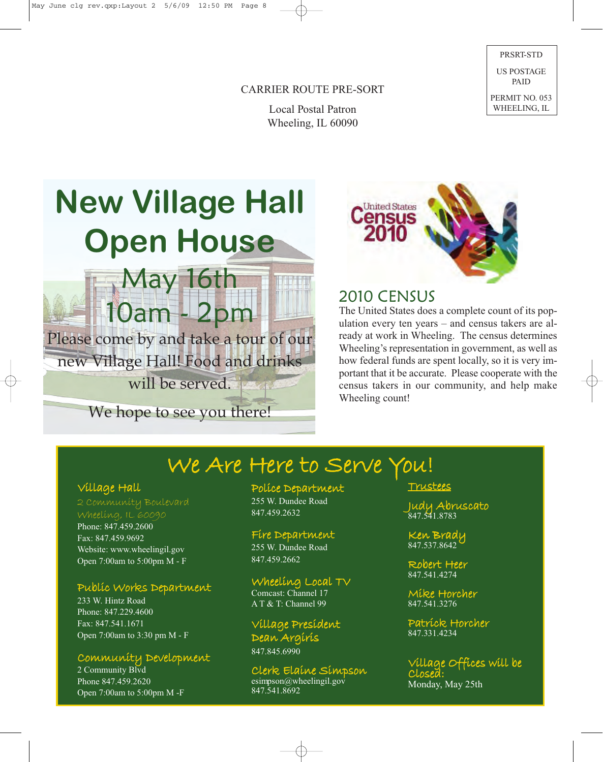PRSRT-STD

US POSTAGE PAID

PERMIT NO. 053
WHEELING, IL

CARRIER ROUTE PRE-SORT

Local Postal Patron
Wheeling, IL 60090

# New Village Hall Open House

## May 16th
## 10am - 2pm

Please come by and take a tour of our new Village Hall! Food and drinks will be served.

We hope to see you there!

United States Census 2010

## 2010 CENSUS

The United States does a complete count of its population every ten years – and census takers are already at work in Wheeling. The census determines Wheeling's representation in government, as well as how federal funds are spent locally, so it is very important that it be accurate. Please cooperate with the census takers in our community, and help make Wheeling count!

## We Are Here to Serve You!

### Village Hall
2 Community Boulevard
Wheeling, IL 60090
Phone: 847.459.2600
Fax: 847.459.9692
Website: www.wheelingil.gov
Open 7:00am to 5:00pm M - F

### Public Works Department
233 W. Hintz Road
Phone: 847.229.4600
Fax: 847.541.1671
Open 7:00am to 3:30 pm M - F

### Community Development
2 Community Blvd
Phone 847.459.2620
Open 7:00am to 5:00pm M -F

### Police Department
255 W. Dundee Road
847.459.2632

### Fire Department
255 W. Dundee Road
847.459.2662

### Wheeling Local TV
Comcast: Channel 17
A T & T: Channel 99

### Village President Dean Argiris
847.845.6990

### Clerk Elaine Simpson
esimpson@wheelingil.gov
847.541.8692

### Trustees

**Judy Abruscato**
847.541.8783

**Ken Brady**
847.537.8642

**Robert Heer**
847.541.4274

**Mike Horcher**
847.541.3276

**Patrick Horcher**
847.331.4234

### Village Offices will be Closed:
Monday, May 25th